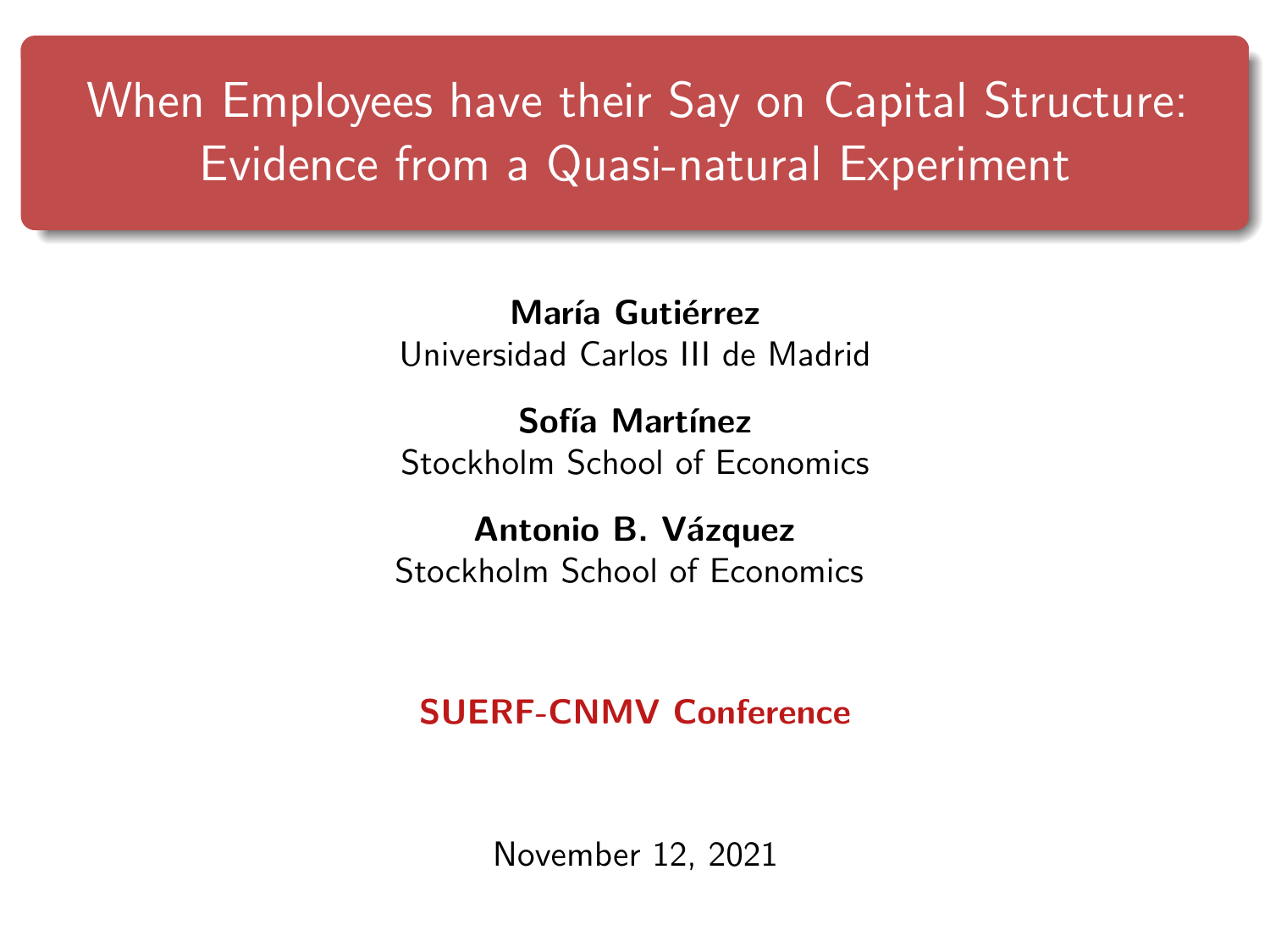# When Employees have their Say on Capital Structure: Evidence from a Quasi-natural Experiment

**María Gutiérrez**
Universidad Carlos III de Madrid

**Sofía Martínez**
Stockholm School of Economics

**Antonio B. Vázquez**
Stockholm School of Economics

**SUERF-CNMV Conference**

November 12, 2021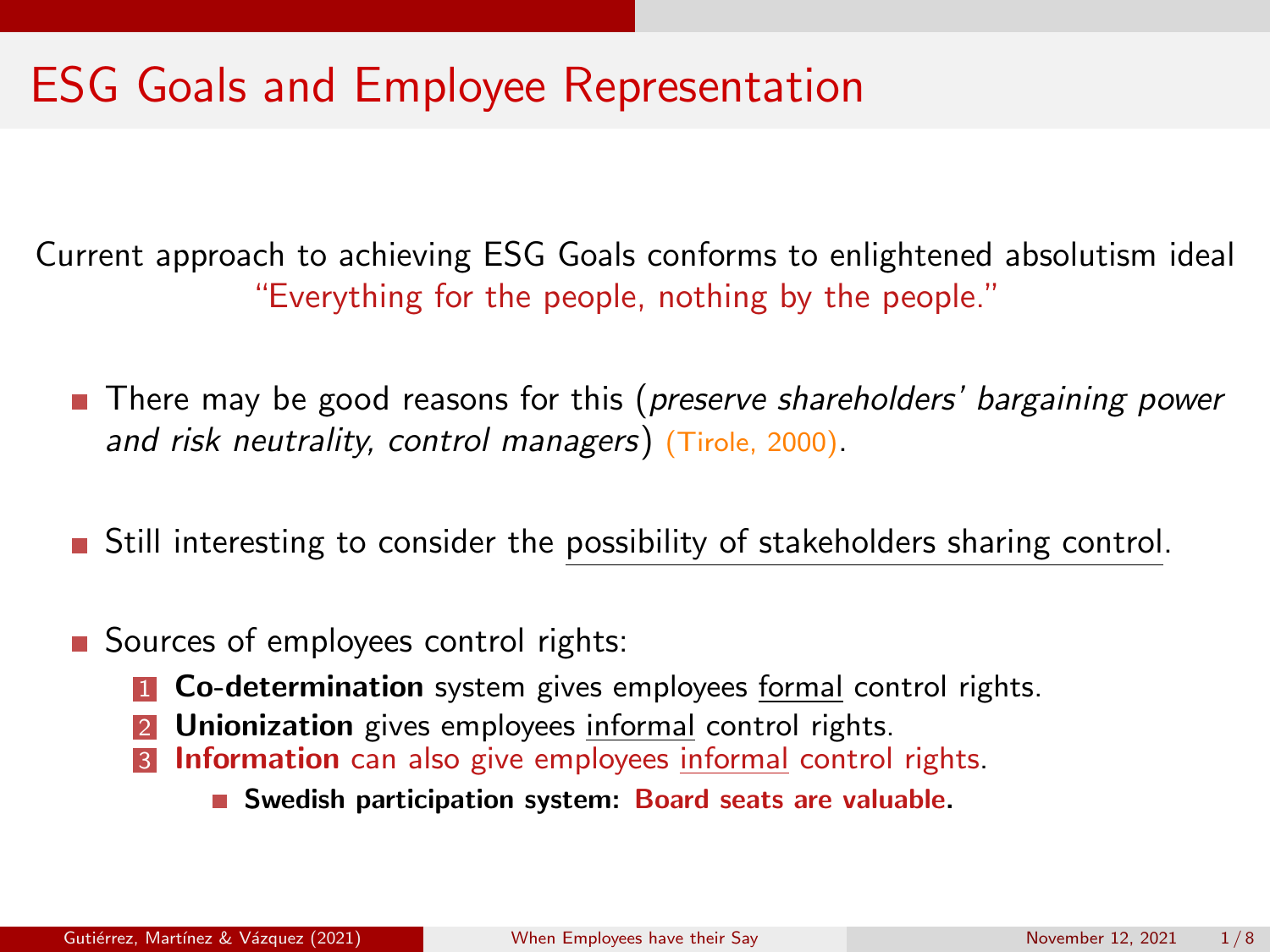# ESG Goals and Employee Representation

Current approach to achieving ESG Goals conforms to enlightened absolutism ideal

"Everything for the people, nothing by the people."

- There may be good reasons for this (*preserve shareholders' bargaining power and risk neutrality, control managers*) (Tirole, 2000).
- Still interesting to consider the possibility of stakeholders sharing control.
- Sources of employees control rights:
  1. **Co-determination** system gives employees formal control rights.
  2. **Unionization** gives employees informal control rights.
  3. **Information** can also give employees informal control rights.
     - **Swedish participation system: Board seats are valuable.**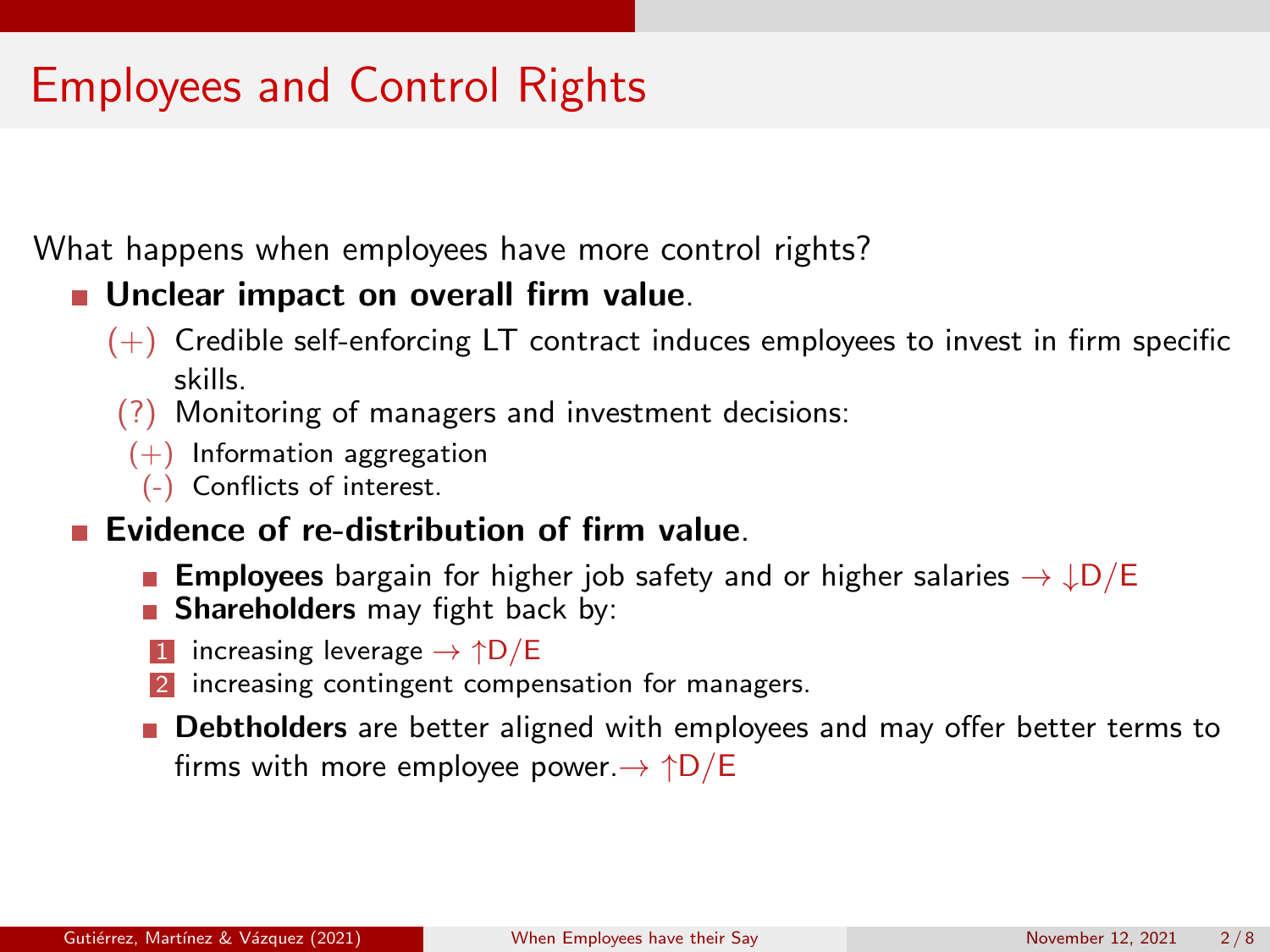# Employees and Control Rights

What happens when employees have more control rights?

- **Unclear impact on overall firm value**.
  - (+) Credible self-enforcing LT contract induces employees to invest in firm specific skills.
  - (?) Monitoring of managers and investment decisions:
    - (+) Information aggregation
    - (-) Conflicts of interest.
- **Evidence of re-distribution of firm value**.
  - **Employees** bargain for higher job safety and or higher salaries $\rightarrow \downarrow$D/E
  - **Shareholders** may fight back by:
    1. increasing leverage $\rightarrow \uparrow$D/E
    2. increasing contingent compensation for managers.
  - **Debtholders** are better aligned with employees and may offer better terms to firms with more employee power.$\rightarrow \uparrow$D/E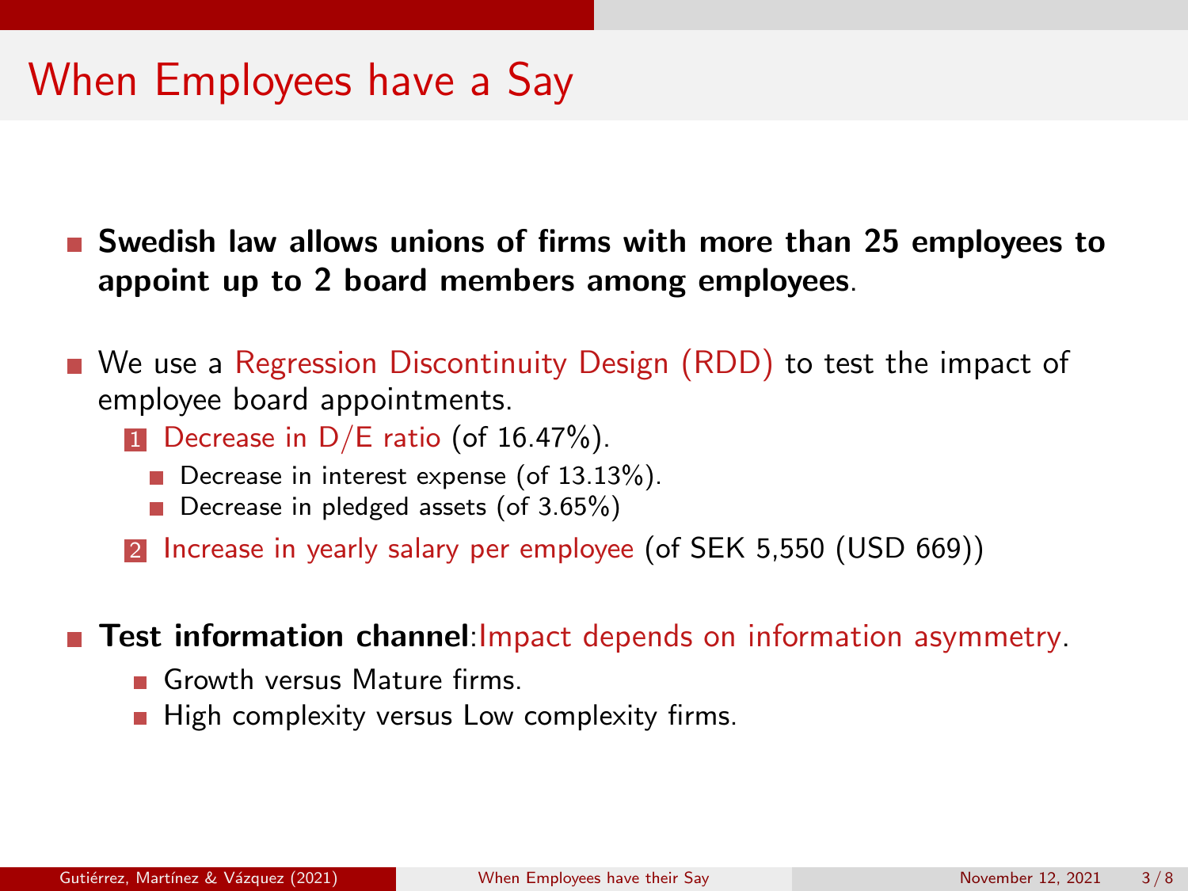# When Employees have a Say

- **Swedish law allows unions of firms with more than 25 employees to appoint up to 2 board members among employees**.
- We use a Regression Discontinuity Design (RDD) to test the impact of employee board appointments.
  1. Decrease in D/E ratio (of 16.47%).
     - Decrease in interest expense (of 13.13%).
     - Decrease in pledged assets (of 3.65%)
  2. Increase in yearly salary per employee (of SEK 5,550 (USD 669))
- **Test information channel**:Impact depends on information asymmetry.
  - Growth versus Mature firms.
  - High complexity versus Low complexity firms.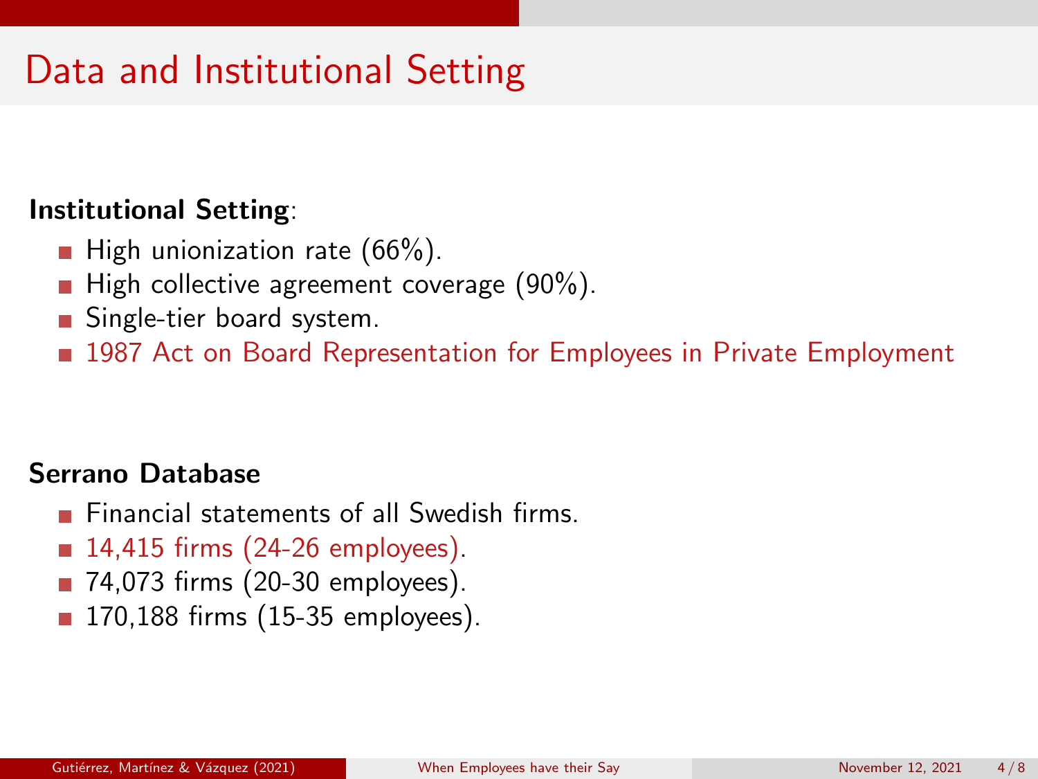# Data and Institutional Setting

**Institutional Setting**:

- High unionization rate (66%).
- High collective agreement coverage (90%).
- Single-tier board system.
- 1987 Act on Board Representation for Employees in Private Employment

**Serrano Database**

- Financial statements of all Swedish firms.
- 14,415 firms (24-26 employees).
- 74,073 firms (20-30 employees).
- 170,188 firms (15-35 employees).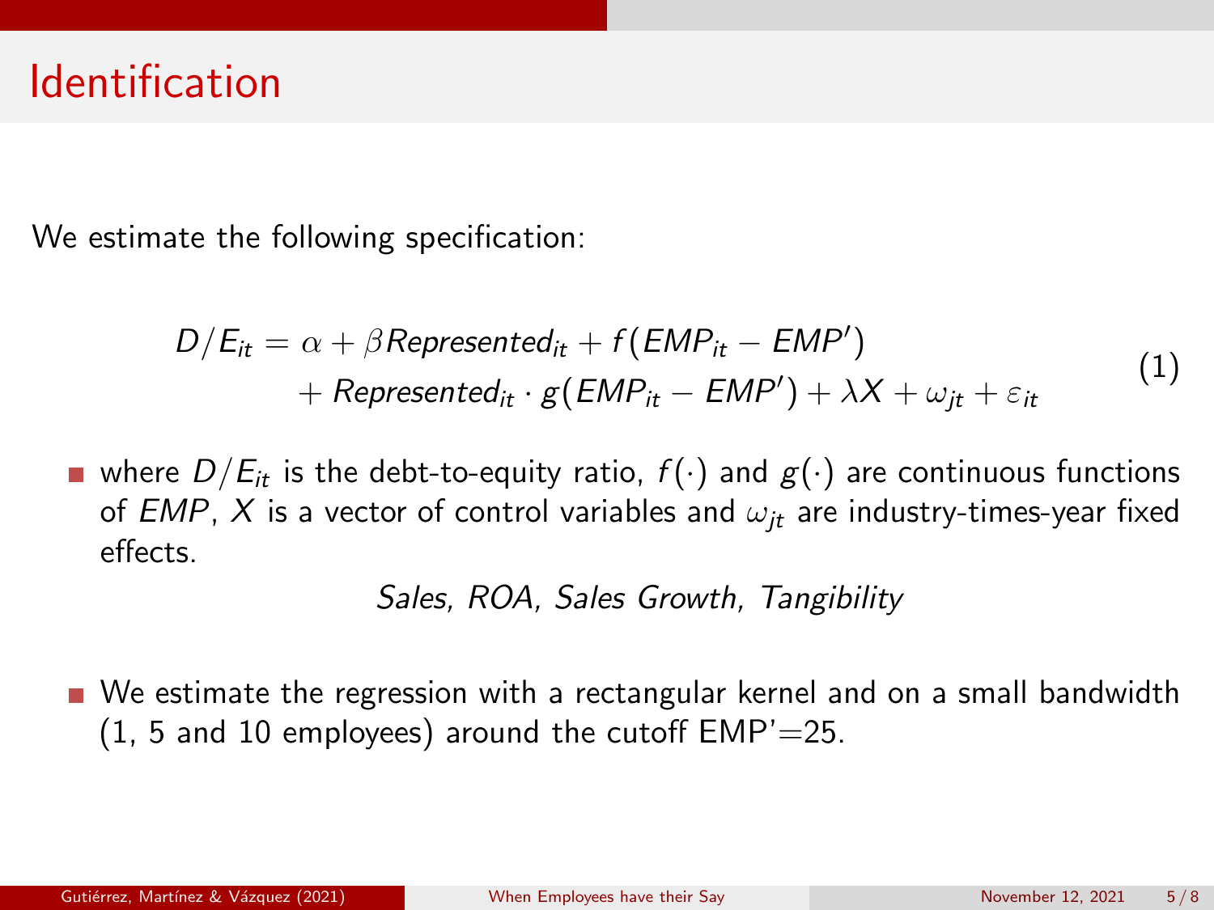# Identification

We estimate the following specification:

$$
\begin{aligned}
D/E_{it} = \alpha + \beta Represented_{it} + f(EMP_{it} - EMP') \\
+ Represented_{it} \cdot g(EMP_{it} - EMP') + \lambda X + \omega_{jt} + \varepsilon_{it}
\end{aligned}
\tag{1}
$$

- where $D/E_{it}$ is the debt-to-equity ratio, $f(\cdot)$ and $g(\cdot)$ are continuous functions of $EMP$, $X$ is a vector of control variables and $\omega_{jt}$ are industry-times-year fixed effects.

  *Sales, ROA, Sales Growth, Tangibility*

- We estimate the regression with a rectangular kernel and on a small bandwidth (1, 5 and 10 employees) around the cutoff EMP'=25.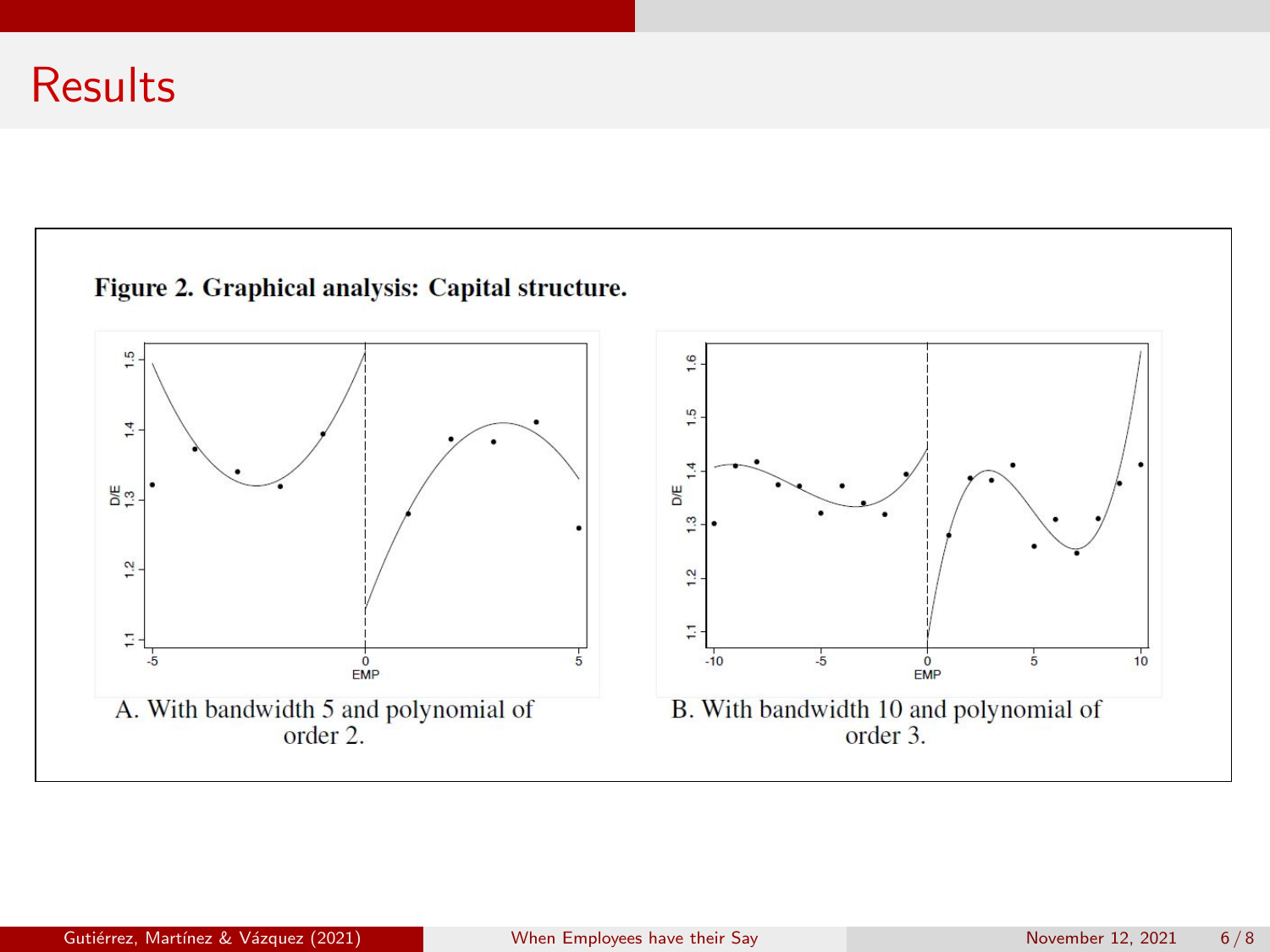# Results

**Figure 2. Graphical analysis: Capital structure.**

A. With bandwidth 5 and polynomial of order 2.

B. With bandwidth 10 and polynomial of order 3.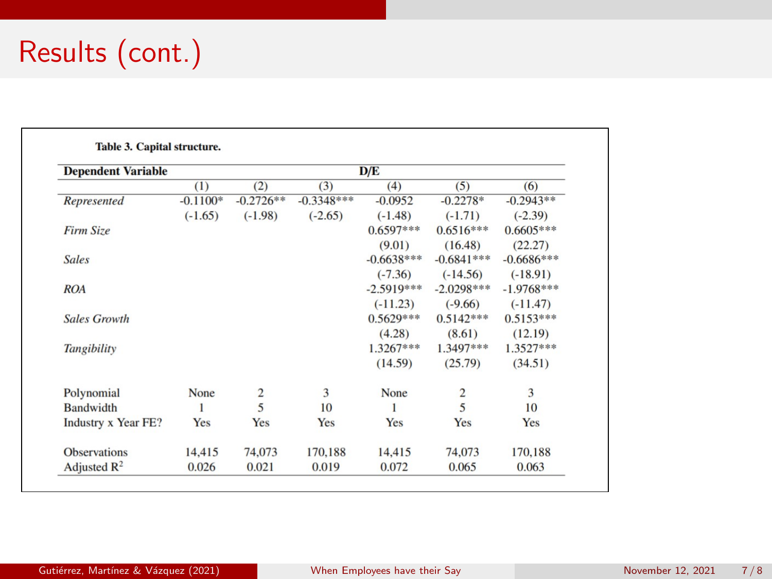# Results (cont.)

**Table 3. Capital structure.**

| **Dependent Variable** | D/E | | | | | |
|---|---|---|---|---|---|---|
| | (1) | (2) | (3) | (4) | (5) | (6) |
| *Represented* | -0.1100* | -0.2726** | -0.3348*** | -0.0952 | -0.2278* | -0.2943** |
| | (-1.65) | (-1.98) | (-2.65) | (-1.48) | (-1.71) | (-2.39) |
| *Firm Size* | | | | 0.6597*** | 0.6516*** | 0.6605*** |
| | | | | (9.01) | (16.48) | (22.27) |
| *Sales* | | | | -0.6638*** | -0.6841*** | -0.6686*** |
| | | | | (-7.36) | (-14.56) | (-18.91) |
| *ROA* | | | | -2.5919*** | -2.0298*** | -1.9768*** |
| | | | | (-11.23) | (-9.66) | (-11.47) |
| *Sales Growth* | | | | 0.5629*** | 0.5142*** | 0.5153*** |
| | | | | (4.28) | (8.61) | (12.19) |
| *Tangibility* | | | | 1.3267*** | 1.3497*** | 1.3527*** |
| | | | | (14.59) | (25.79) | (34.51) |
| Polynomial | None | 2 | 3 | None | 2 | 3 |
| Bandwidth | 1 | 5 | 10 | 1 | 5 | 10 |
| Industry x Year FE? | Yes | Yes | Yes | Yes | Yes | Yes |
| Observations | 14,415 | 74,073 | 170,188 | 14,415 | 74,073 | 170,188 |
| Adjusted $R^2$ | 0.026 | 0.021 | 0.019 | 0.072 | 0.065 | 0.063 |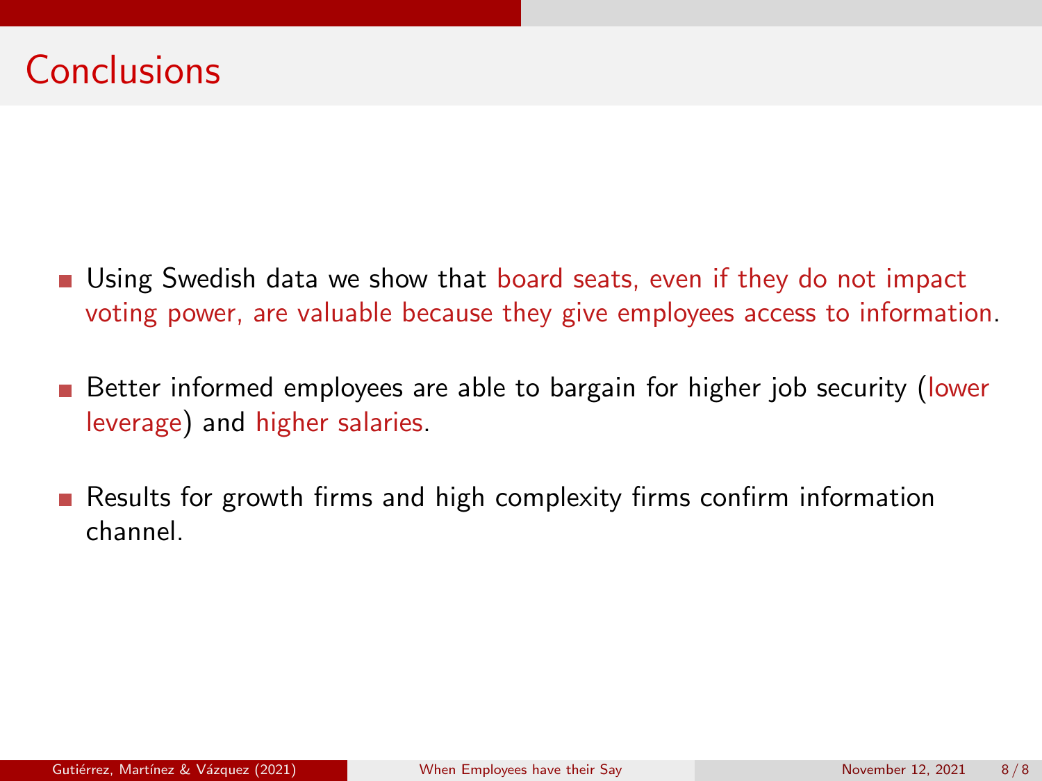# Conclusions

- Using Swedish data we show that board seats, even if they do not impact voting power, are valuable because they give employees access to information.
- Better informed employees are able to bargain for higher job security (lower leverage) and higher salaries.
- Results for growth firms and high complexity firms confirm information channel.